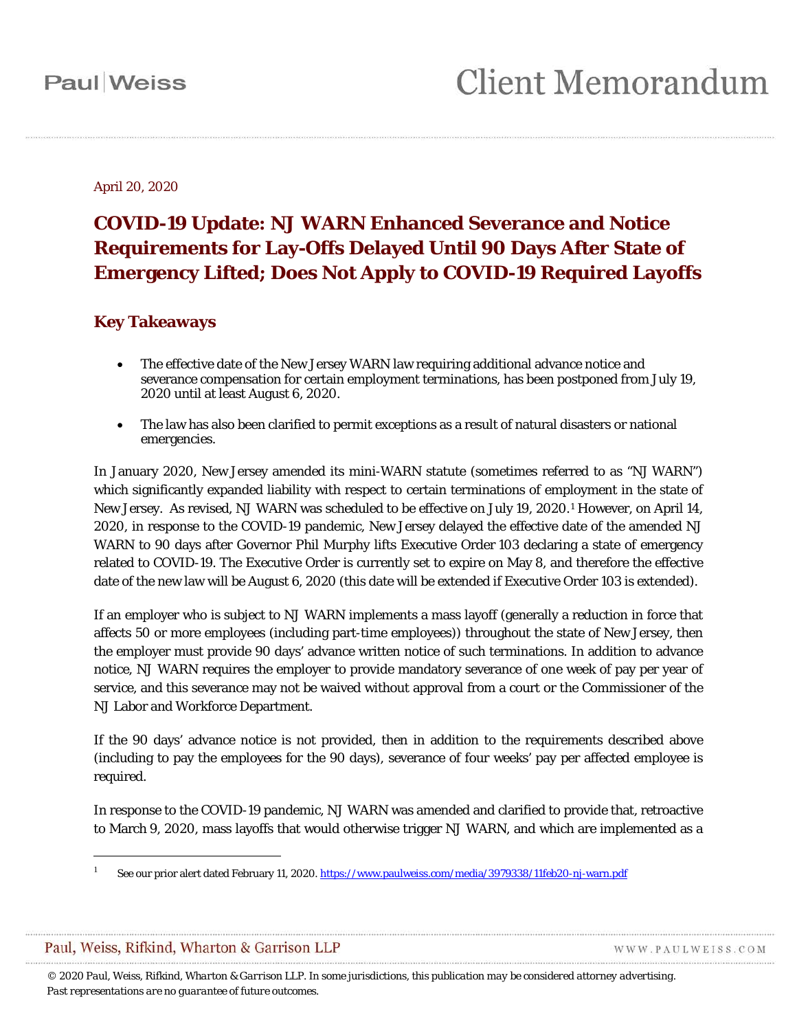April 20, 2020

# COVID-19 Update: NJ WARN Enhanced Severance and Notice Requirements for Lay-Offs Delayed Until 90 Days After State of Emergency Lifted; Does Not Apply to COVID-19 Required Layoffs

## Key Takeaways

- The effective date of the New Jersey WARN law requiring additional advance notice and severance compensation for certain employment terminations, has been postponed from July 19, 2020 until at least August 6, 2020.
- The law has also been clarified to permit exceptions as a result of natural disasters or national emergencies.

In January 2020, New Jersey amended its mini-WARN statute (sometimes referred to as "NJ WARN") which significantly expanded liability with respect to certain terminations of employment in the state of New Jersey. As revised, NJ WARN was scheduled to be effective on July 19, 2020.[1] However, on April 14, 2020, in response to the COVID-19 pandemic, New Jersey delayed the effective date of the amended NJ WARN to 90 days after Governor Phil Murphy lifts Executive Order 103 declaring a state of emergency related to COVID-19. The Executive Order is currently set to expire on May 8, and therefore the effective date of the new law will be August 6, 2020 (this date will be extended if Executive Order 103 is extended).

If an employer who is subject to NJ WARN implements a mass layoff (generally a reduction in force that affects 50 or more employees (including part-time employees)) throughout the state of New Jersey, then the employer must provide 90 days' advance written notice of such terminations. In addition to advance notice, NJ WARN requires the employer to provide mandatory severance of one week of pay per year of service, and this severance may not be waived without approval from a court or the Commissioner of the NJ Labor and Workforce Department.

If the 90 days' advance notice is not provided, then in addition to the requirements described above (including to pay the employees for the 90 days), severance of four weeks' pay per affected employee is required.

In response to the COVID-19 pandemic, NJ WARN was amended and clarified to provide that, retroactive to March 9, 2020, mass layoffs that would otherwise trigger NJ WARN, and which are implemented as a

---

[1] See our prior alert dated February 11, 2020. https://www.paulweiss.com/media/3979338/11feb20-nj-warn.pdf

© 2020 Paul, Weiss, Rifkind, Wharton & Garrison LLP. In some jurisdictions, this publication may be considered attorney advertising. Past representations are no guarantee of future outcomes.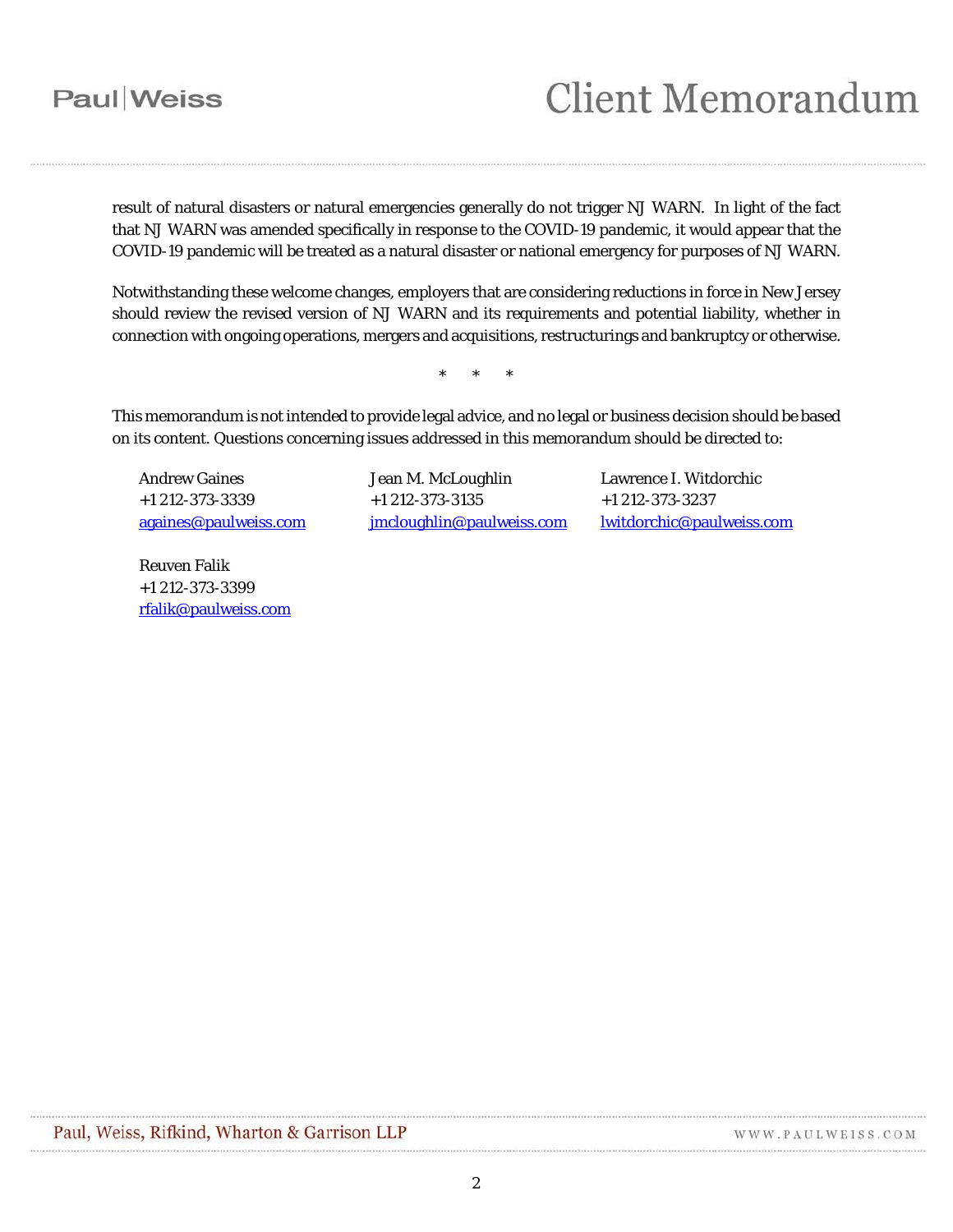result of natural disasters or natural emergencies generally do not trigger NJ WARN. In light of the fact that NJ WARN was amended specifically in response to the COVID-19 pandemic, it would appear that the COVID-19 pandemic will be treated as a natural disaster or national emergency for purposes of NJ WARN.

Notwithstanding these welcome changes, employers that are considering reductions in force in New Jersey should review the revised version of NJ WARN and its requirements and potential liability, whether in connection with ongoing operations, mergers and acquisitions, restructurings and bankruptcy or otherwise.

\* \* \*

This memorandum is not intended to provide legal advice, and no legal or business decision should be based on its content. Questions concerning issues addressed in this memorandum should be directed to:

Andrew Gaines
+1 212-373-3339
[againes@paulweiss.com](mailto:againes@paulweiss.com)

Jean M. McLoughlin
+1 212-373-3135
[jmcloughlin@paulweiss.com](mailto:jmcloughlin@paulweiss.com)

Lawrence I. Witdorchic
+1 212-373-3237
[lwitdorchic@paulweiss.com](mailto:lwitdorchic@paulweiss.com)

Reuven Falik
+1 212-373-3399
[rfalik@paulweiss.com](mailto:rfalik@paulweiss.com)